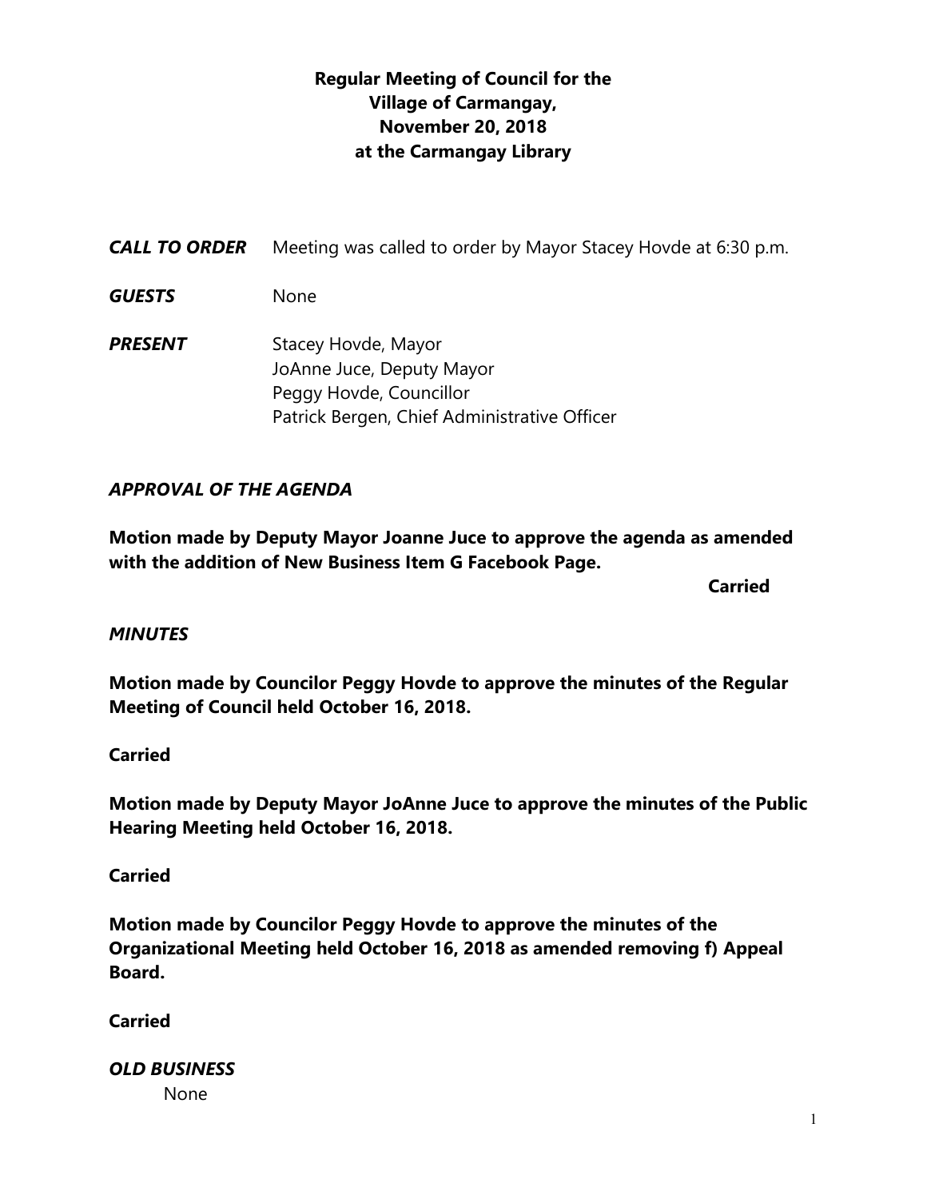# Regular Meeting of Council for the Village of Carmangay, November 20, 2018 at the Carmangay Library

***CALL TO ORDER*** Meeting was called to order by Mayor Stacey Hovde at 6:30 p.m.

***GUESTS*** None

***PRESENT*** Stacey Hovde, Mayor
JoAnne Juce, Deputy Mayor
Peggy Hovde, Councillor
Patrick Bergen, Chief Administrative Officer

### *APPROVAL OF THE AGENDA*

**Motion made by Deputy Mayor Joanne Juce to approve the agenda as amended with the addition of New Business Item G Facebook Page.**

**Carried**

### *MINUTES*

**Motion made by Councilor Peggy Hovde to approve the minutes of the Regular Meeting of Council held October 16, 2018.**

**Carried**

**Motion made by Deputy Mayor JoAnne Juce to approve the minutes of the Public Hearing Meeting held October 16, 2018.**

**Carried**

**Motion made by Councilor Peggy Hovde to approve the minutes of the Organizational Meeting held October 16, 2018 as amended removing f) Appeal Board.**

**Carried**

### *OLD BUSINESS*

None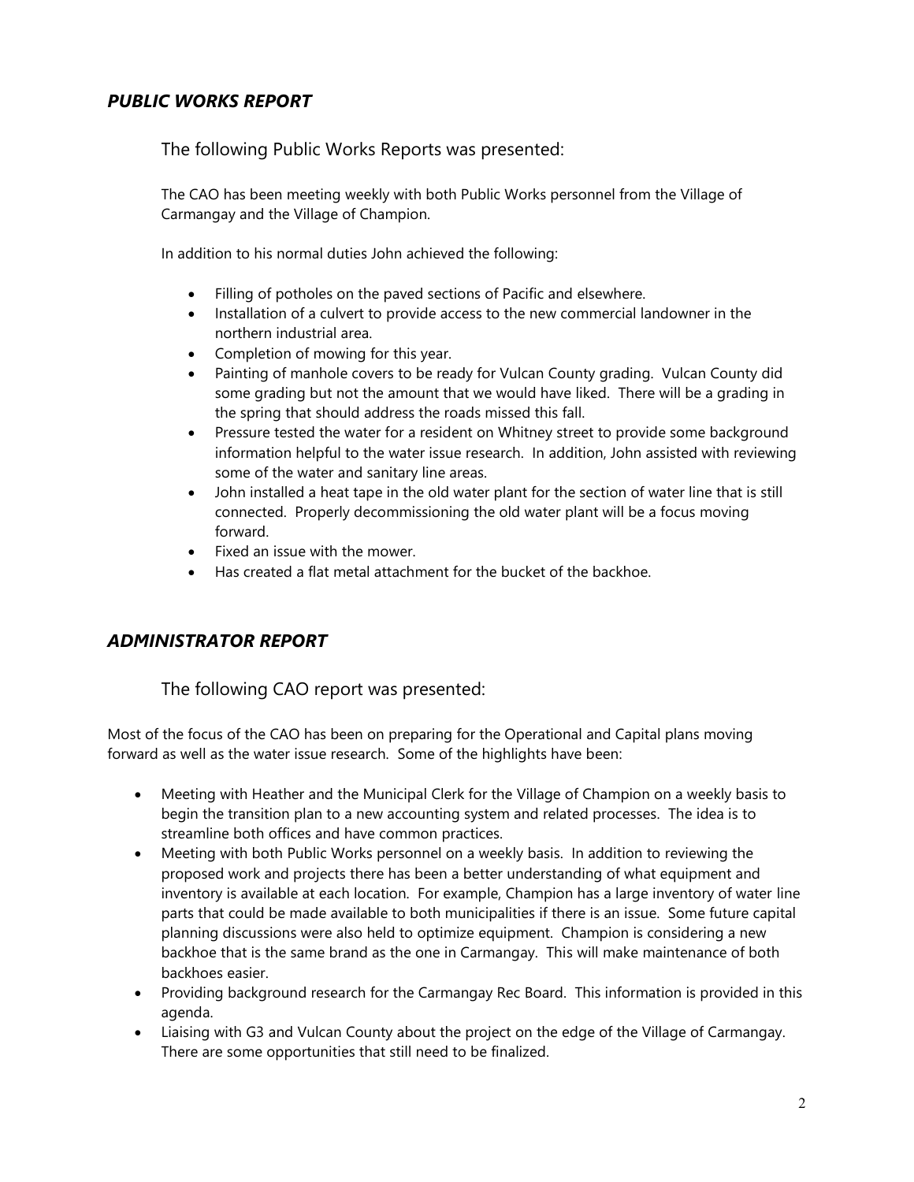## *PUBLIC WORKS REPORT*

The following Public Works Reports was presented:

The CAO has been meeting weekly with both Public Works personnel from the Village of Carmangay and the Village of Champion.

In addition to his normal duties John achieved the following:

- Filling of potholes on the paved sections of Pacific and elsewhere.
- Installation of a culvert to provide access to the new commercial landowner in the northern industrial area.
- Completion of mowing for this year.
- Painting of manhole covers to be ready for Vulcan County grading. Vulcan County did some grading but not the amount that we would have liked. There will be a grading in the spring that should address the roads missed this fall.
- Pressure tested the water for a resident on Whitney street to provide some background information helpful to the water issue research. In addition, John assisted with reviewing some of the water and sanitary line areas.
- John installed a heat tape in the old water plant for the section of water line that is still connected. Properly decommissioning the old water plant will be a focus moving forward.
- Fixed an issue with the mower.
- Has created a flat metal attachment for the bucket of the backhoe.

## *ADMINISTRATOR REPORT*

The following CAO report was presented:

Most of the focus of the CAO has been on preparing for the Operational and Capital plans moving forward as well as the water issue research. Some of the highlights have been:

- Meeting with Heather and the Municipal Clerk for the Village of Champion on a weekly basis to begin the transition plan to a new accounting system and related processes. The idea is to streamline both offices and have common practices.
- Meeting with both Public Works personnel on a weekly basis. In addition to reviewing the proposed work and projects there has been a better understanding of what equipment and inventory is available at each location. For example, Champion has a large inventory of water line parts that could be made available to both municipalities if there is an issue. Some future capital planning discussions were also held to optimize equipment. Champion is considering a new backhoe that is the same brand as the one in Carmangay. This will make maintenance of both backhoes easier.
- Providing background research for the Carmangay Rec Board. This information is provided in this agenda.
- Liaising with G3 and Vulcan County about the project on the edge of the Village of Carmangay. There are some opportunities that still need to be finalized.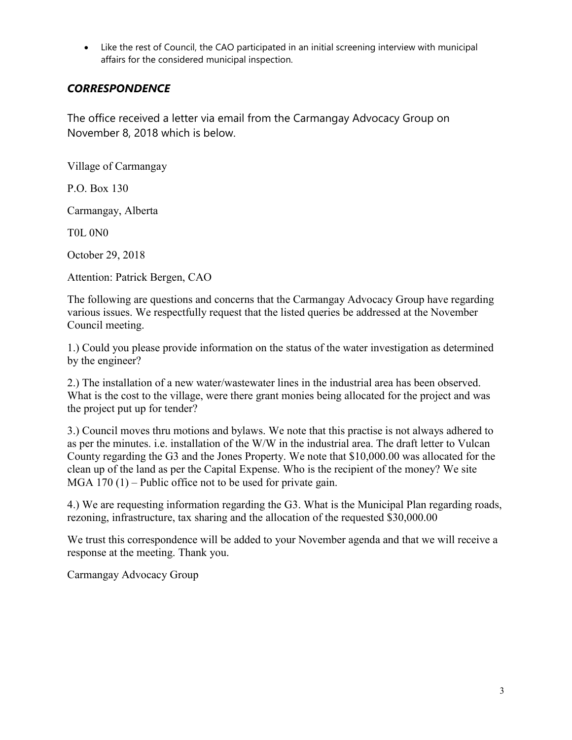- Like the rest of Council, the CAO participated in an initial screening interview with municipal affairs for the considered municipal inspection.

## *CORRESPONDENCE*

The office received a letter via email from the Carmangay Advocacy Group on November 8, 2018 which is below.

Village of Carmangay

P.O. Box 130

Carmangay, Alberta

T0L 0N0

October 29, 2018

Attention: Patrick Bergen, CAO

The following are questions and concerns that the Carmangay Advocacy Group have regarding various issues. We respectfully request that the listed queries be addressed at the November Council meeting.

1.) Could you please provide information on the status of the water investigation as determined by the engineer?

2.) The installation of a new water/wastewater lines in the industrial area has been observed. What is the cost to the village, were there grant monies being allocated for the project and was the project put up for tender?

3.) Council moves thru motions and bylaws. We note that this practise is not always adhered to as per the minutes. i.e. installation of the W/W in the industrial area. The draft letter to Vulcan County regarding the G3 and the Jones Property. We note that $10,000.00 was allocated for the clean up of the land as per the Capital Expense. Who is the recipient of the money? We site MGA 170 (1) – Public office not to be used for private gain.

4.) We are requesting information regarding the G3. What is the Municipal Plan regarding roads, rezoning, infrastructure, tax sharing and the allocation of the requested $30,000.00

We trust this correspondence will be added to your November agenda and that we will receive a response at the meeting. Thank you.

Carmangay Advocacy Group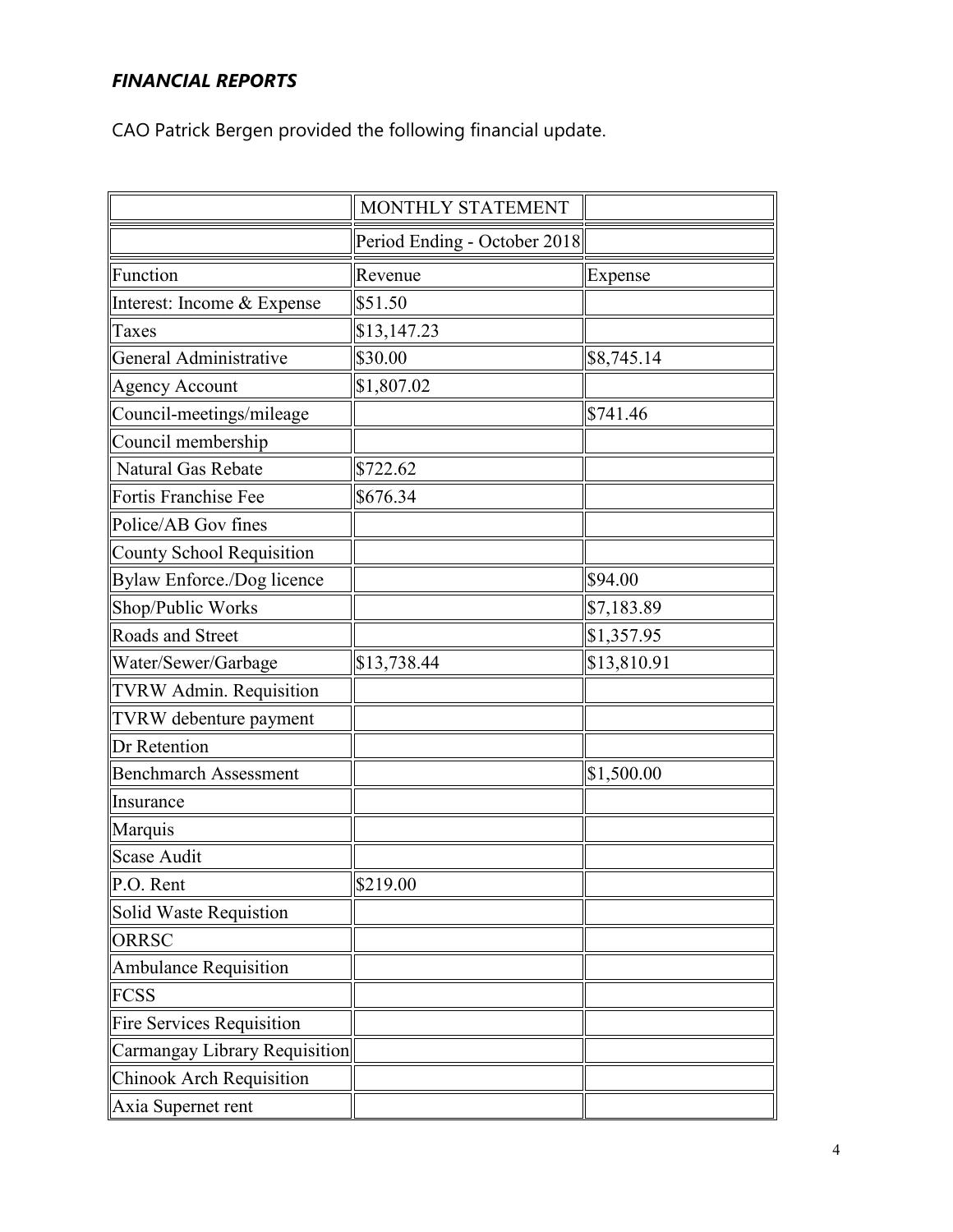### ***FINANCIAL REPORTS***

CAO Patrick Bergen provided the following financial update.

| | MONTHLY STATEMENT | |
|---|---|---|
| | Period Ending - October 2018 | |
| Function | Revenue | Expense |
| Interest: Income & Expense | $51.50 | |
| Taxes | $13,147.23 | |
| General Administrative | $30.00 | $8,745.14 |
| Agency Account | $1,807.02 | |
| Council-meetings/mileage | | $741.46 |
| Council membership | | |
| Natural Gas Rebate | $722.62 | |
| Fortis Franchise Fee | $676.34 | |
| Police/AB Gov fines | | |
| County School Requisition | | |
| Bylaw Enforce./Dog licence | | $94.00 |
| Shop/Public Works | | $7,183.89 |
| Roads and Street | | $1,357.95 |
| Water/Sewer/Garbage | $13,738.44 | $13,810.91 |
| TVRW Admin. Requisition | | |
| TVRW debenture payment | | |
| Dr Retention | | |
| Benchmarch Assessment | | $1,500.00 |
| Insurance | | |
| Marquis | | |
| Scase Audit | | |
| P.O. Rent | $219.00 | |
| Solid Waste Requistion | | |
| ORRSC | | |
| Ambulance Requisition | | |
| FCSS | | |
| Fire Services Requisition | | |
| Carmangay Library Requisition | | |
| Chinook Arch Requisition | | |
| Axia Supernet rent | | |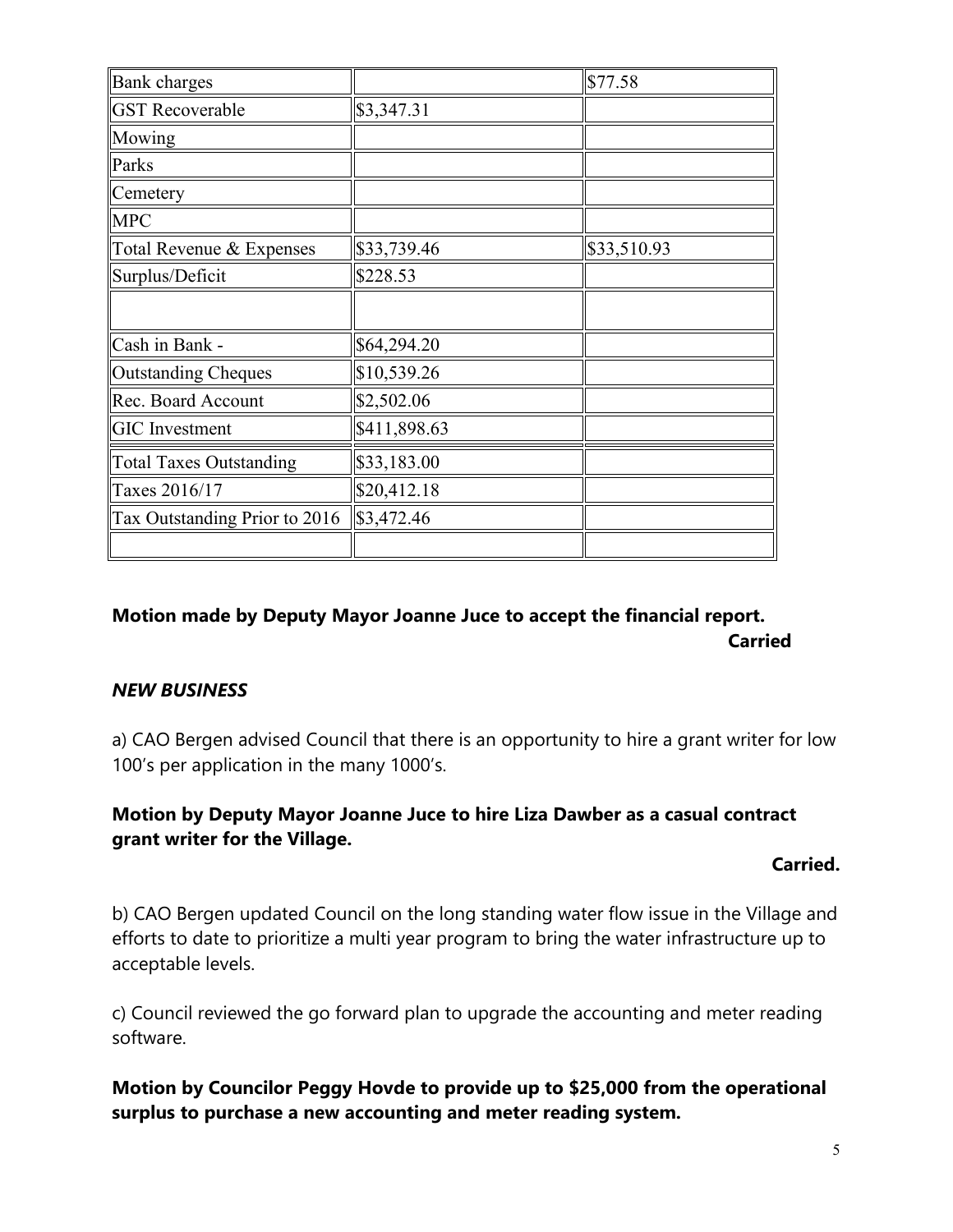| | | |
|---|---|---|
| Bank charges | | \$77.58 |
| GST Recoverable | \$3,347.31 | |
| Mowing | | |
| Parks | | |
| Cemetery | | |
| MPC | | |
| Total Revenue & Expenses | \$33,739.46 | \$33,510.93 |
| Surplus/Deficit | \$228.53 | |
| | | |
| Cash in Bank - | \$64,294.20 | |
| Outstanding Cheques | \$10,539.26 | |
| Rec. Board Account | \$2,502.06 | |
| GIC Investment | \$411,898.63 | |
| Total Taxes Outstanding | \$33,183.00 | |
| Taxes 2016/17 | \$20,412.18 | |
| Tax Outstanding Prior to 2016 | \$3,472.46 | |
| | | |

**Motion made by Deputy Mayor Joanne Juce to accept the financial report.**

**Carried**

***NEW BUSINESS***

a) CAO Bergen advised Council that there is an opportunity to hire a grant writer for low 100's per application in the many 1000's.

**Motion by Deputy Mayor Joanne Juce to hire Liza Dawber as a casual contract grant writer for the Village.**

**Carried.**

b) CAO Bergen updated Council on the long standing water flow issue in the Village and efforts to date to prioritize a multi year program to bring the water infrastructure up to acceptable levels.

c) Council reviewed the go forward plan to upgrade the accounting and meter reading software.

**Motion by Councilor Peggy Hovde to provide up to \$25,000 from the operational surplus to purchase a new accounting and meter reading system.**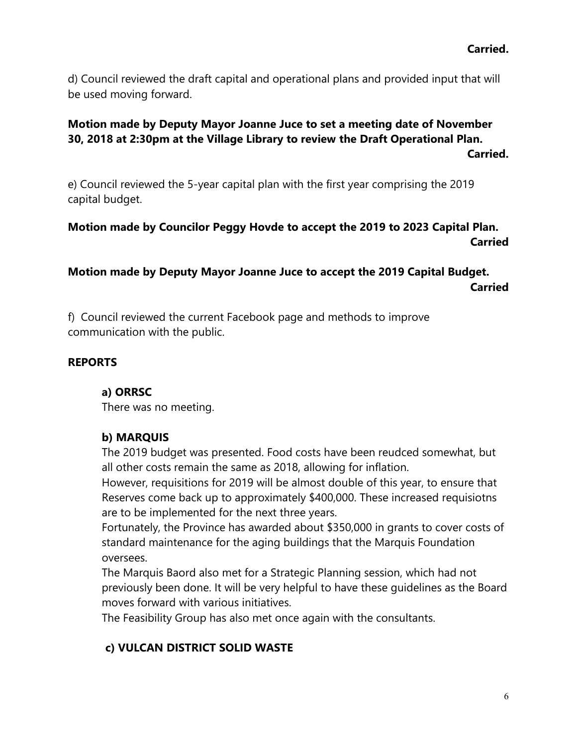**Carried.**

d) Council reviewed the draft capital and operational plans and provided input that will be used moving forward.

**Motion made by Deputy Mayor Joanne Juce to set a meeting date of November 30, 2018 at 2:30pm at the Village Library to review the Draft Operational Plan.**
**Carried.**

e) Council reviewed the 5-year capital plan with the first year comprising the 2019 capital budget.

**Motion made by Councilor Peggy Hovde to accept the 2019 to 2023 Capital Plan.**
**Carried**

**Motion made by Deputy Mayor Joanne Juce to accept the 2019 Capital Budget.**
**Carried**

f) Council reviewed the current Facebook page and methods to improve communication with the public.

## REPORTS

### a) ORRSC

There was no meeting.

### b) MARQUIS

The 2019 budget was presented. Food costs have been reudced somewhat, but all other costs remain the same as 2018, allowing for inflation.
However, requisitions for 2019 will be almost double of this year, to ensure that Reserves come back up to approximately $400,000. These increased requisiotns are to be implemented for the next three years.
Fortunately, the Province has awarded about $350,000 in grants to cover costs of standard maintenance for the aging buildings that the Marquis Foundation oversees.
The Marquis Baord also met for a Strategic Planning session, which had not previously been done. It will be very helpful to have these guidelines as the Board moves forward with various initiatives.
The Feasibility Group has also met once again with the consultants.

### c) VULCAN DISTRICT SOLID WASTE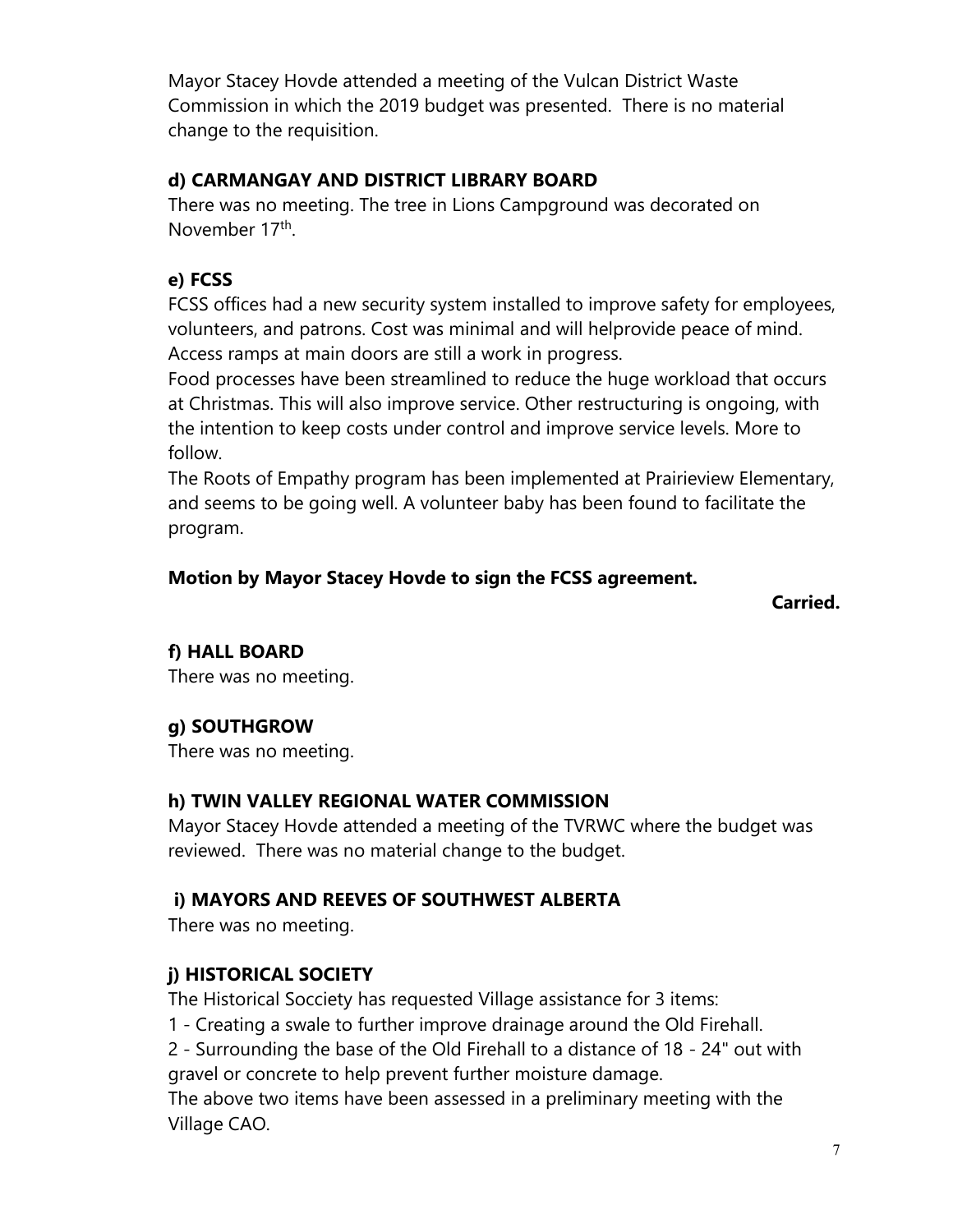Mayor Stacey Hovde attended a meeting of the Vulcan District Waste Commission in which the 2019 budget was presented. There is no material change to the requisition.

### d) CARMANGAY AND DISTRICT LIBRARY BOARD

There was no meeting. The tree in Lions Campground was decorated on November 17th.

### e) FCSS

FCSS offices had a new security system installed to improve safety for employees, volunteers, and patrons. Cost was minimal and will helprovide peace of mind. Access ramps at main doors are still a work in progress.

Food processes have been streamlined to reduce the huge workload that occurs at Christmas. This will also improve service. Other restructuring is ongoing, with the intention to keep costs under control and improve service levels. More to follow.

The Roots of Empathy program has been implemented at Prairieview Elementary, and seems to be going well. A volunteer baby has been found to facilitate the program.

**Motion by Mayor Stacey Hovde to sign the FCSS agreement.**

**Carried.**

### f) HALL BOARD

There was no meeting.

### g) SOUTHGROW

There was no meeting.

### h) TWIN VALLEY REGIONAL WATER COMMISSION

Mayor Stacey Hovde attended a meeting of the TVRWC where the budget was reviewed. There was no material change to the budget.

### i) MAYORS AND REEVES OF SOUTHWEST ALBERTA

There was no meeting.

### j) HISTORICAL SOCIETY

The Historical Socciety has requested Village assistance for 3 items:

1 - Creating a swale to further improve drainage around the Old Firehall.

2 - Surrounding the base of the Old Firehall to a distance of 18 - 24" out with gravel or concrete to help prevent further moisture damage.

The above two items have been assessed in a preliminary meeting with the Village CAO.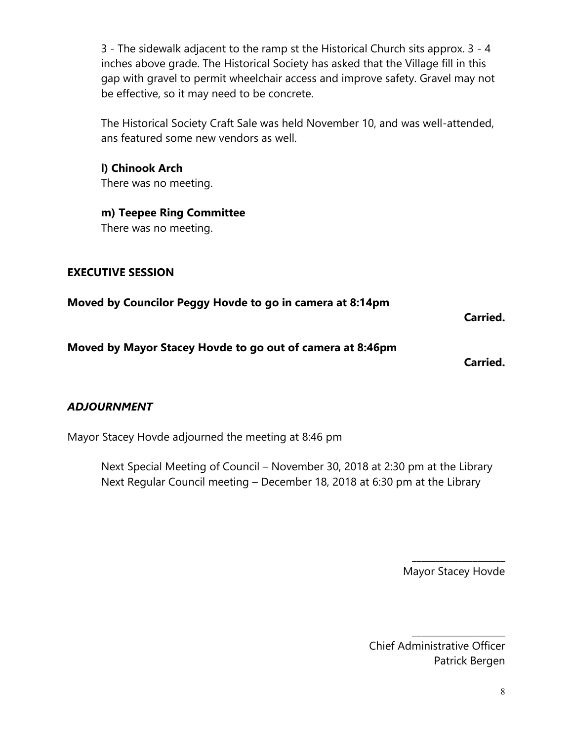3 - The sidewalk adjacent to the ramp st the Historical Church sits approx. 3 - 4 inches above grade. The Historical Society has asked that the Village fill in this gap with gravel to permit wheelchair access and improve safety. Gravel may not be effective, so it may need to be concrete.

The Historical Society Craft Sale was held November 10, and was well-attended, ans featured some new vendors as well.

**l) Chinook Arch**

There was no meeting.

**m) Teepee Ring Committee**

There was no meeting.

## EXECUTIVE SESSION

**Moved by Councilor Peggy Hovde to go in camera at 8:14pm**

**Carried.**

**Moved by Mayor Stacey Hovde to go out of camera at 8:46pm**

**Carried.**

## *ADJOURNMENT*

Mayor Stacey Hovde adjourned the meeting at 8:46 pm

Next Special Meeting of Council – November 30, 2018 at 2:30 pm at the Library
Next Regular Council meeting – December 18, 2018 at 6:30 pm at the Library

\_\_\_\_\_\_\_\_\_\_\_\_\_\_\_\_\_\_\_
Mayor Stacey Hovde

\_\_\_\_\_\_\_\_\_\_\_\_\_\_\_\_\_\_\_
Chief Administrative Officer
Patrick Bergen